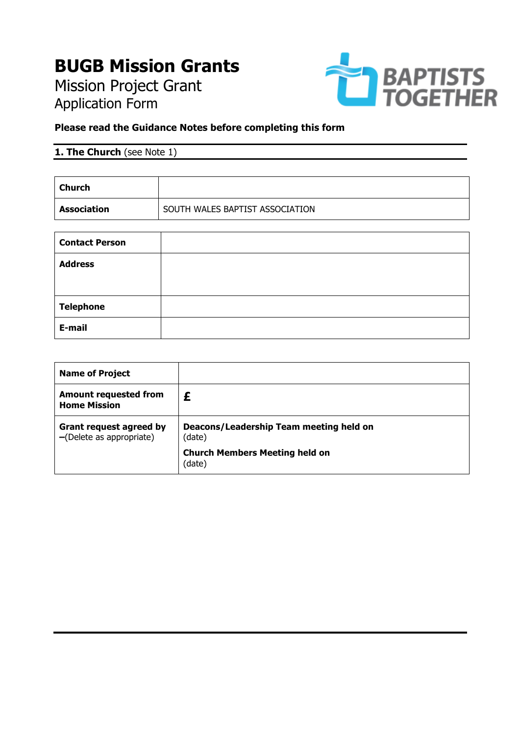# BUGB Mission Grants

Mission Project Grant
Application Form

**Please read the Guidance Notes before completing this form**

## 1. The Church (see Note 1)

| **Church** | |
|---|---|
| **Association** | SOUTH WALES BAPTIST ASSOCIATION |

| **Contact Person** | |
|---|---|
| **Address** | |
| **Telephone** | |
| **E-mail** | |

| **Name of Project** | |
|---|---|
| **Amount requested from Home Mission** | **£** |
| **Grant request agreed by** –(Delete as appropriate) | **Deacons/Leadership Team meeting held on** (date) <br> **Church Members Meeting held on** (date) |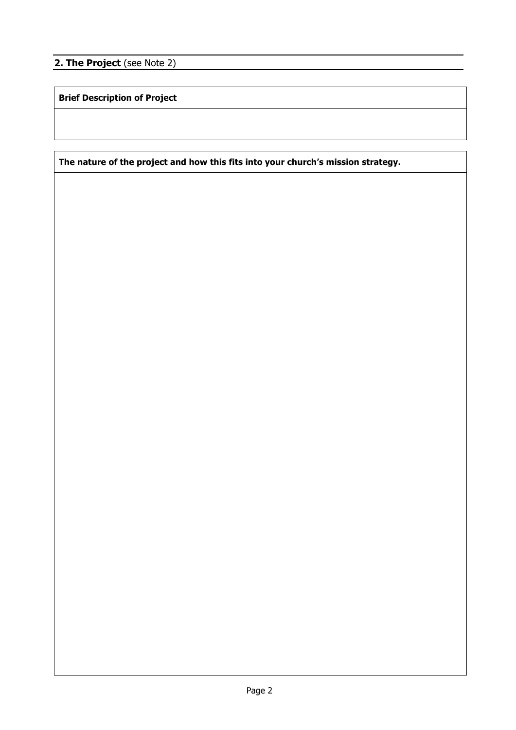## **2. The Project** (see Note 2)

| **Brief Description of Project** |
| --- |
| |

| **The nature of the project and how this fits into your church's mission strategy.** |
| --- |
| |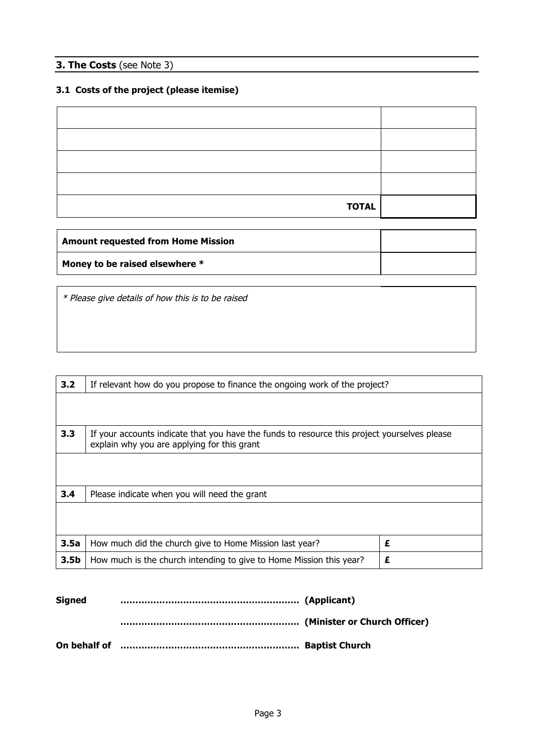## 3. The Costs (see Note 3)

### 3.1 Costs of the project (please itemise)

| | |
|---|---|
| | |
| | |
| | |
| | |
| **TOTAL** | |

| | |
|---|---|
| **Amount requested from Home Mission** | |
| **Money to be raised elsewhere *** | |

*\* Please give details of how this is to be raised*

| | | |
|---|---|---|
| **3.2** | If relevant how do you propose to finance the ongoing work of the project? | |
| | | |
| **3.3** | If your accounts indicate that you have the funds to resource this project yourselves please explain why you are applying for this grant | |
| | | |
| **3.4** | Please indicate when you will need the grant | |
| | | |
| **3.5a** | How much did the church give to Home Mission last year? | **£** |
| **3.5b** | How much is the church intending to give to Home Mission this year? | **£** |

**Signed** ………………………………………………… **(Applicant)**

………………………………………………… **(Minister or Church Officer)**

**On behalf of** ………………………………………………… **Baptist Church**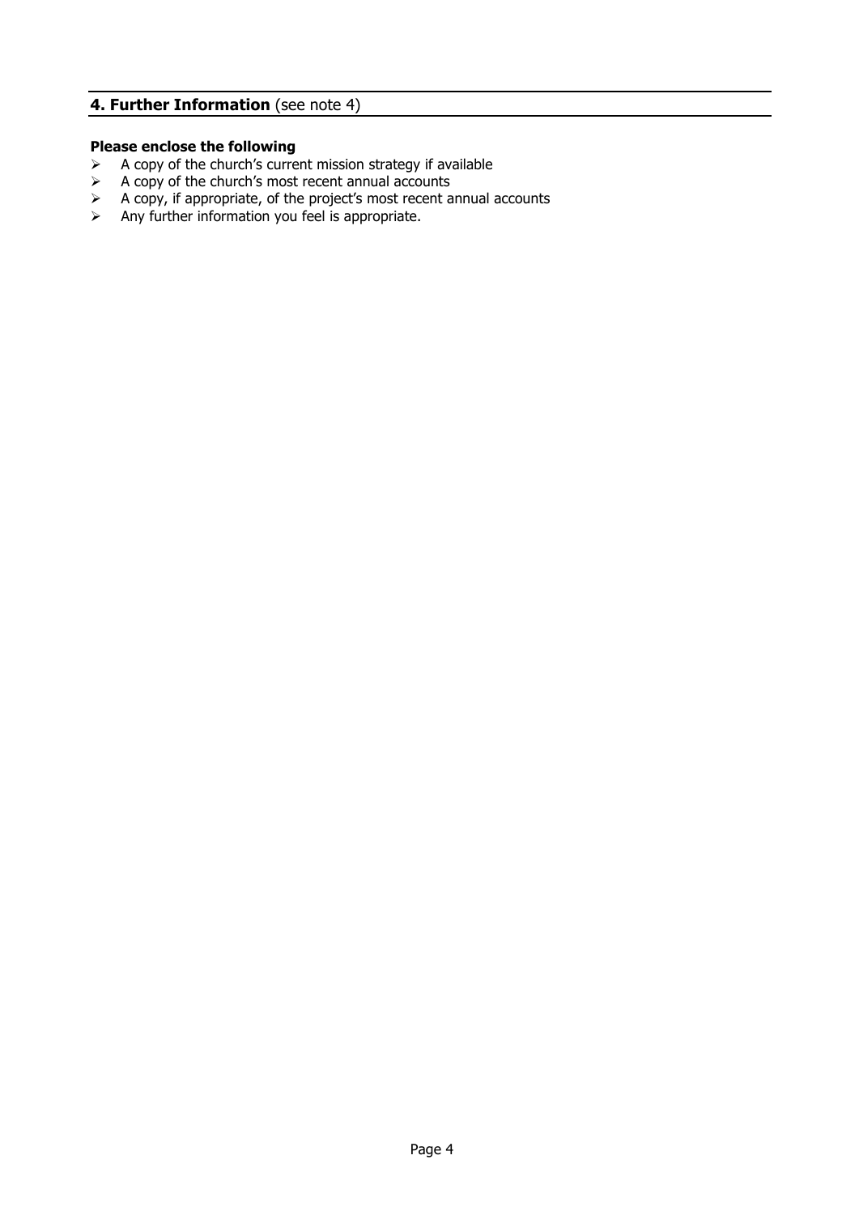## 4. Further Information (see note 4)

**Please enclose the following**

- A copy of the church's current mission strategy if available
- A copy of the church's most recent annual accounts
- A copy, if appropriate, of the project's most recent annual accounts
- Any further information you feel is appropriate.